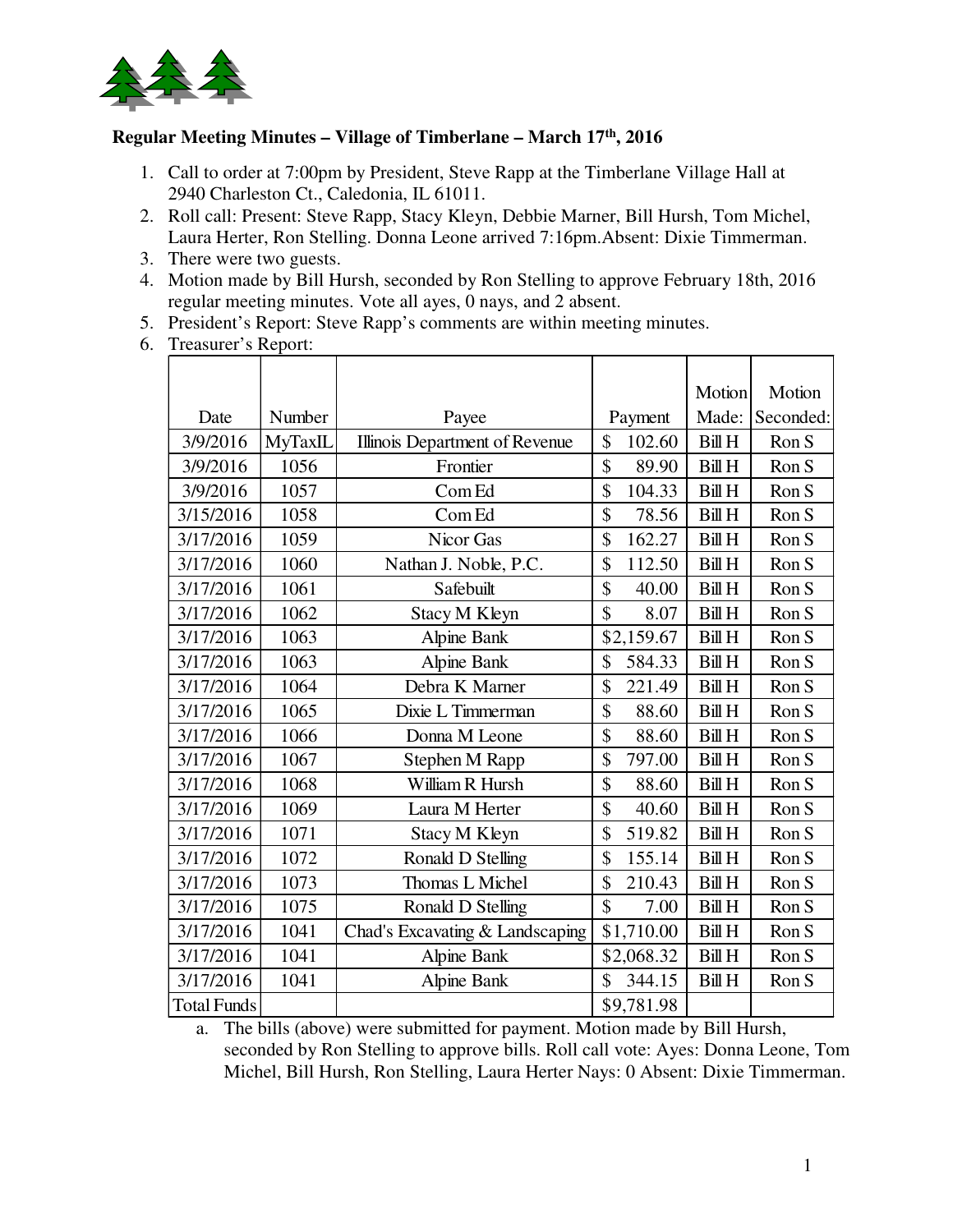**Regular Meeting Minutes – Village of Timberlane – March 17th, 2016**

1. Call to order at 7:00pm by President, Steve Rapp at the Timberlane Village Hall at 2940 Charleston Ct., Caledonia, IL 61011.
2. Roll call: Present: Steve Rapp, Stacy Kleyn, Debbie Marner, Bill Hursh, Tom Michel, Laura Herter, Ron Stelling. Donna Leone arrived 7:16pm.Absent: Dixie Timmerman.
3. There were two guests.
4. Motion made by Bill Hursh, seconded by Ron Stelling to approve February 18th, 2016 regular meeting minutes. Vote all ayes, 0 nays, and 2 absent.
5. President's Report: Steve Rapp's comments are within meeting minutes.
6. Treasurer's Report:

| Date | Number | Payee | Payment | Motion Made: | Motion Seconded: |
|---|---|---|---|---|---|
| 3/9/2016 | MyTaxIL | Illinois Department of Revenue | $ 102.60 | Bill H | Ron S |
| 3/9/2016 | 1056 | Frontier | $ 89.90 | Bill H | Ron S |
| 3/9/2016 | 1057 | Com Ed | $ 104.33 | Bill H | Ron S |
| 3/15/2016 | 1058 | Com Ed | $ 78.56 | Bill H | Ron S |
| 3/17/2016 | 1059 | Nicor Gas | $ 162.27 | Bill H | Ron S |
| 3/17/2016 | 1060 | Nathan J. Noble, P.C. | $ 112.50 | Bill H | Ron S |
| 3/17/2016 | 1061 | Safebuilt | $ 40.00 | Bill H | Ron S |
| 3/17/2016 | 1062 | Stacy M Kleyn | $ 8.07 | Bill H | Ron S |
| 3/17/2016 | 1063 | Alpine Bank | $2,159.67 | Bill H | Ron S |
| 3/17/2016 | 1063 | Alpine Bank | $ 584.33 | Bill H | Ron S |
| 3/17/2016 | 1064 | Debra K Marner | $ 221.49 | Bill H | Ron S |
| 3/17/2016 | 1065 | Dixie L Timmerman | $ 88.60 | Bill H | Ron S |
| 3/17/2016 | 1066 | Donna M Leone | $ 88.60 | Bill H | Ron S |
| 3/17/2016 | 1067 | Stephen M Rapp | $ 797.00 | Bill H | Ron S |
| 3/17/2016 | 1068 | William R Hursh | $ 88.60 | Bill H | Ron S |
| 3/17/2016 | 1069 | Laura M Herter | $ 40.60 | Bill H | Ron S |
| 3/17/2016 | 1071 | Stacy M Kleyn | $ 519.82 | Bill H | Ron S |
| 3/17/2016 | 1072 | Ronald D Stelling | $ 155.14 | Bill H | Ron S |
| 3/17/2016 | 1073 | Thomas L Michel | $ 210.43 | Bill H | Ron S |
| 3/17/2016 | 1075 | Ronald D Stelling | $ 7.00 | Bill H | Ron S |
| 3/17/2016 | 1041 | Chad's Excavating & Landscaping | $1,710.00 | Bill H | Ron S |
| 3/17/2016 | 1041 | Alpine Bank | $2,068.32 | Bill H | Ron S |
| 3/17/2016 | 1041 | Alpine Bank | $ 344.15 | Bill H | Ron S |
| Total Funds | | | $9,781.98 | | |

   a. The bills (above) were submitted for payment. Motion made by Bill Hursh, seconded by Ron Stelling to approve bills. Roll call vote: Ayes: Donna Leone, Tom Michel, Bill Hursh, Ron Stelling, Laura Herter Nays: 0 Absent: Dixie Timmerman.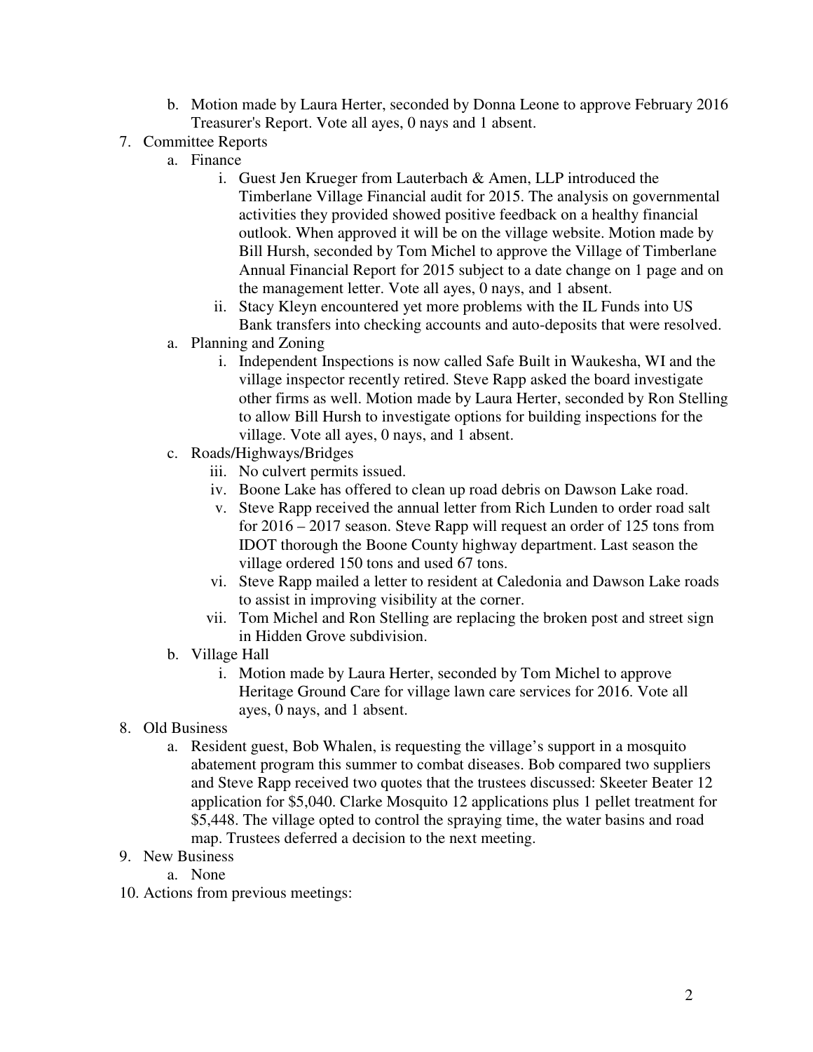b. Motion made by Laura Herter, seconded by Donna Leone to approve February 2016 Treasurer's Report. Vote all ayes, 0 nays and 1 absent.

7. Committee Reports
   a. Finance
      i. Guest Jen Krueger from Lauterbach & Amen, LLP introduced the Timberlane Village Financial audit for 2015. The analysis on governmental activities they provided showed positive feedback on a healthy financial outlook. When approved it will be on the village website. Motion made by Bill Hursh, seconded by Tom Michel to approve the Village of Timberlane Annual Financial Report for 2015 subject to a date change on 1 page and on the management letter. Vote all ayes, 0 nays, and 1 absent.
      ii. Stacy Kleyn encountered yet more problems with the IL Funds into US Bank transfers into checking accounts and auto-deposits that were resolved.
   a. Planning and Zoning
      i. Independent Inspections is now called Safe Built in Waukesha, WI and the village inspector recently retired. Steve Rapp asked the board investigate other firms as well. Motion made by Laura Herter, seconded by Ron Stelling to allow Bill Hursh to investigate options for building inspections for the village. Vote all ayes, 0 nays, and 1 absent.
   c. Roads/Highways/Bridges
      iii. No culvert permits issued.
      iv. Boone Lake has offered to clean up road debris on Dawson Lake road.
      v. Steve Rapp received the annual letter from Rich Lunden to order road salt for 2016 – 2017 season. Steve Rapp will request an order of 125 tons from IDOT thorough the Boone County highway department. Last season the village ordered 150 tons and used 67 tons.
      vi. Steve Rapp mailed a letter to resident at Caledonia and Dawson Lake roads to assist in improving visibility at the corner.
      vii. Tom Michel and Ron Stelling are replacing the broken post and street sign in Hidden Grove subdivision.
   b. Village Hall
      i. Motion made by Laura Herter, seconded by Tom Michel to approve Heritage Ground Care for village lawn care services for 2016. Vote all ayes, 0 nays, and 1 absent.

8. Old Business
   a. Resident guest, Bob Whalen, is requesting the village's support in a mosquito abatement program this summer to combat diseases. Bob compared two suppliers and Steve Rapp received two quotes that the trustees discussed: Skeeter Beater 12 application for $5,040. Clarke Mosquito 12 applications plus 1 pellet treatment for $5,448. The village opted to control the spraying time, the water basins and road map. Trustees deferred a decision to the next meeting.

9. New Business
   a. None

10. Actions from previous meetings: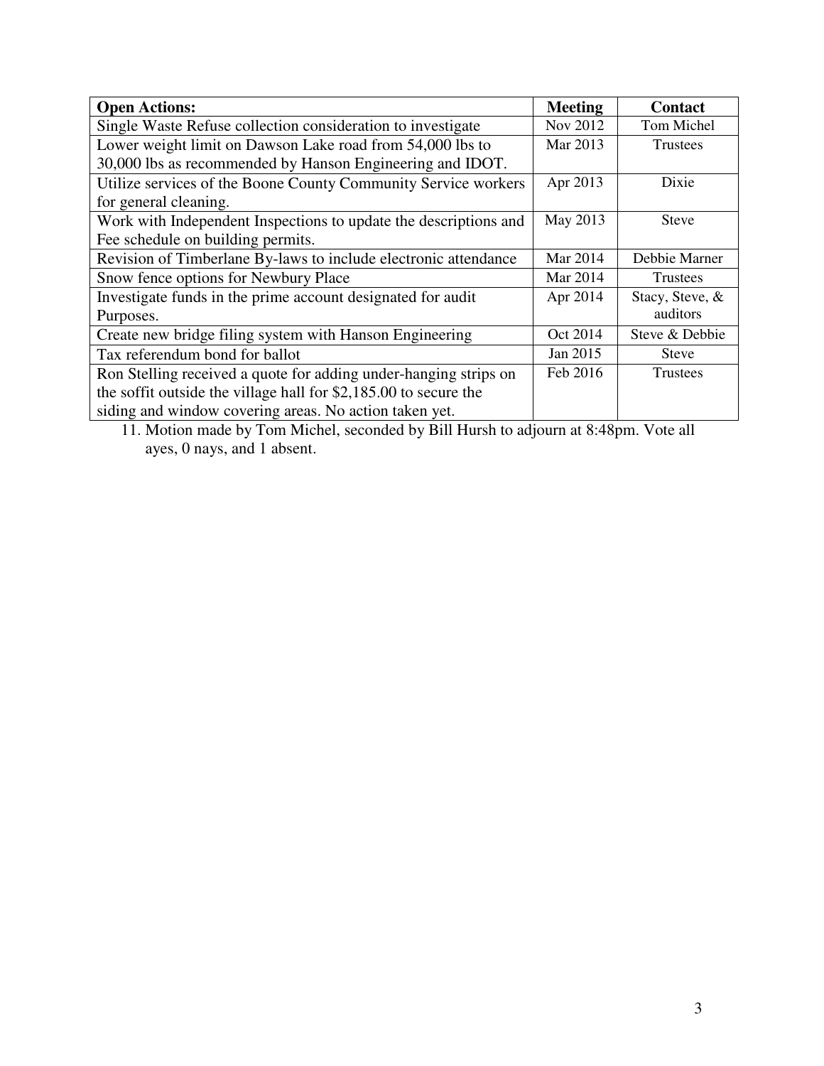| **Open Actions:** | **Meeting** | **Contact** |
|---|---|---|
| Single Waste Refuse collection consideration to investigate | Nov 2012 | Tom Michel |
| Lower weight limit on Dawson Lake road from 54,000 lbs to 30,000 lbs as recommended by Hanson Engineering and IDOT. | Mar 2013 | Trustees |
| Utilize services of the Boone County Community Service workers for general cleaning. | Apr 2013 | Dixie |
| Work with Independent Inspections to update the descriptions and Fee schedule on building permits. | May 2013 | Steve |
| Revision of Timberlane By-laws to include electronic attendance | Mar 2014 | Debbie Marner |
| Snow fence options for Newbury Place | Mar 2014 | Trustees |
| Investigate funds in the prime account designated for audit Purposes. | Apr 2014 | Stacy, Steve, & auditors |
| Create new bridge filing system with Hanson Engineering | Oct 2014 | Steve & Debbie |
| Tax referendum bond for ballot | Jan 2015 | Steve |
| Ron Stelling received a quote for adding under-hanging strips on the soffit outside the village hall for $2,185.00 to secure the siding and window covering areas. No action taken yet. | Feb 2016 | Trustees |

11. Motion made by Tom Michel, seconded by Bill Hursh to adjourn at 8:48pm. Vote all ayes, 0 nays, and 1 absent.